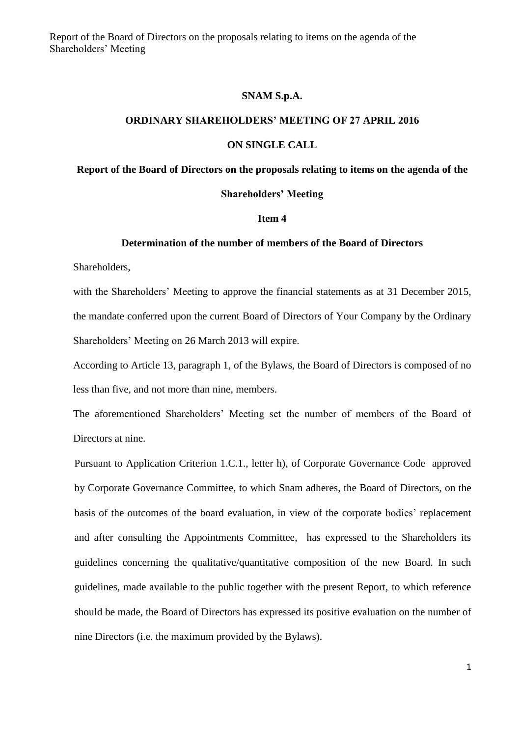**SNAM S.p.A.**

**ORDINARY SHAREHOLDERS' MEETING OF 27 APRIL 2016**

**ON SINGLE CALL**

**Report of the Board of Directors on the proposals relating to items on the agenda of the Shareholders' Meeting**

**Item 4**

**Determination of the number of members of the Board of Directors**

Shareholders,

with the Shareholders' Meeting to approve the financial statements as at 31 December 2015, the mandate conferred upon the current Board of Directors of Your Company by the Ordinary Shareholders' Meeting on 26 March 2013 will expire.

According to Article 13, paragraph 1, of the Bylaws, the Board of Directors is composed of no less than five, and not more than nine, members.

The aforementioned Shareholders' Meeting set the number of members of the Board of Directors at nine.

Pursuant to Application Criterion 1.C.1., letter h), of Corporate Governance Code approved by Corporate Governance Committee, to which Snam adheres, the Board of Directors, on the basis of the outcomes of the board evaluation, in view of the corporate bodies' replacement and after consulting the Appointments Committee, has expressed to the Shareholders its guidelines concerning the qualitative/quantitative composition of the new Board. In such guidelines, made available to the public together with the present Report, to which reference should be made, the Board of Directors has expressed its positive evaluation on the number of nine Directors (i.e. the maximum provided by the Bylaws).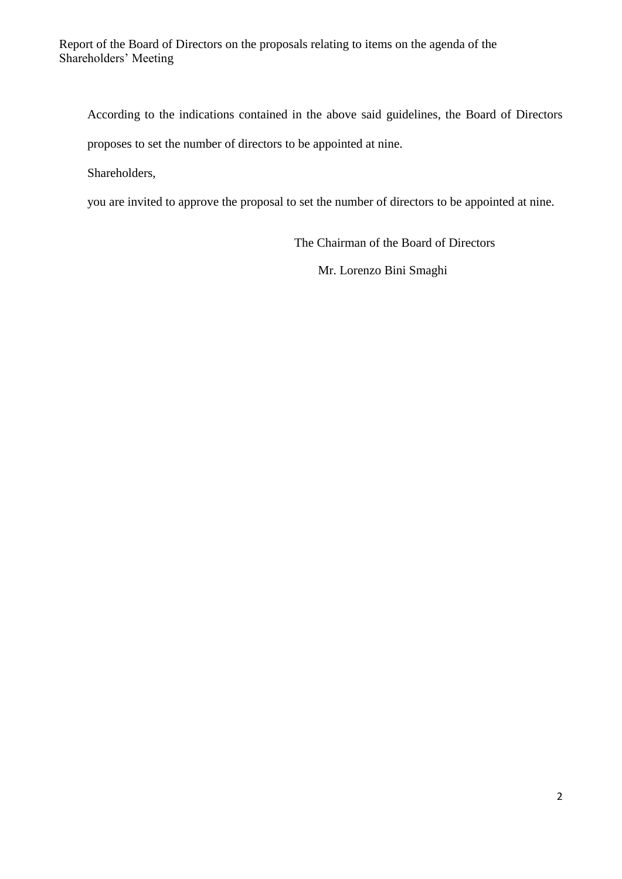According to the indications contained in the above said guidelines, the Board of Directors proposes to set the number of directors to be appointed at nine.

Shareholders,

you are invited to approve the proposal to set the number of directors to be appointed at nine.

The Chairman of the Board of Directors

Mr. Lorenzo Bini Smaghi